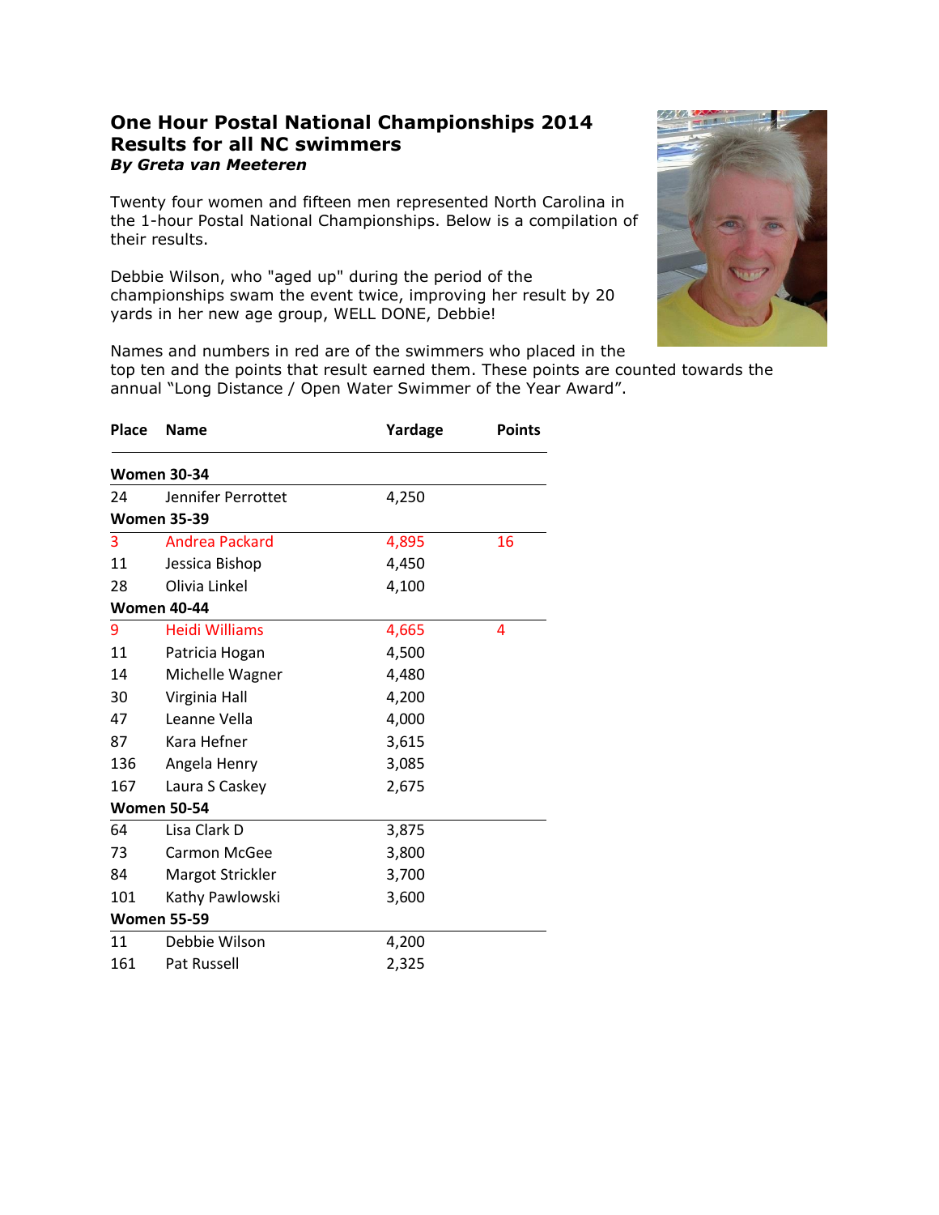# One Hour Postal National Championships 2014
## Results for all NC swimmers
***By Greta van Meeteren***

Twenty four women and fifteen men represented North Carolina in the 1-hour Postal National Championships. Below is a compilation of their results.

Debbie Wilson, who "aged up" during the period of the championships swam the event twice, improving her result by 20 yards in her new age group, WELL DONE, Debbie!

Names and numbers in red are of the swimmers who placed in the top ten and the points that result earned them. These points are counted towards the annual "Long Distance / Open Water Swimmer of the Year Award".

| Place | Name | Yardage | Points |
|---|---|---|---|
| **Women 30-34** | | | |
| 24 | Jennifer Perrottet | 4,250 | |
| **Women 35-39** | | | |
| 3 | Andrea Packard | 4,895 | 16 |
| 11 | Jessica Bishop | 4,450 | |
| 28 | Olivia Linkel | 4,100 | |
| **Women 40-44** | | | |
| 9 | Heidi Williams | 4,665 | 4 |
| 11 | Patricia Hogan | 4,500 | |
| 14 | Michelle Wagner | 4,480 | |
| 30 | Virginia Hall | 4,200 | |
| 47 | Leanne Vella | 4,000 | |
| 87 | Kara Hefner | 3,615 | |
| 136 | Angela Henry | 3,085 | |
| 167 | Laura S Caskey | 2,675 | |
| **Women 50-54** | | | |
| 64 | Lisa Clark D | 3,875 | |
| 73 | Carmon McGee | 3,800 | |
| 84 | Margot Strickler | 3,700 | |
| 101 | Kathy Pawlowski | 3,600 | |
| **Women 55-59** | | | |
| 11 | Debbie Wilson | 4,200 | |
| 161 | Pat Russell | 2,325 | |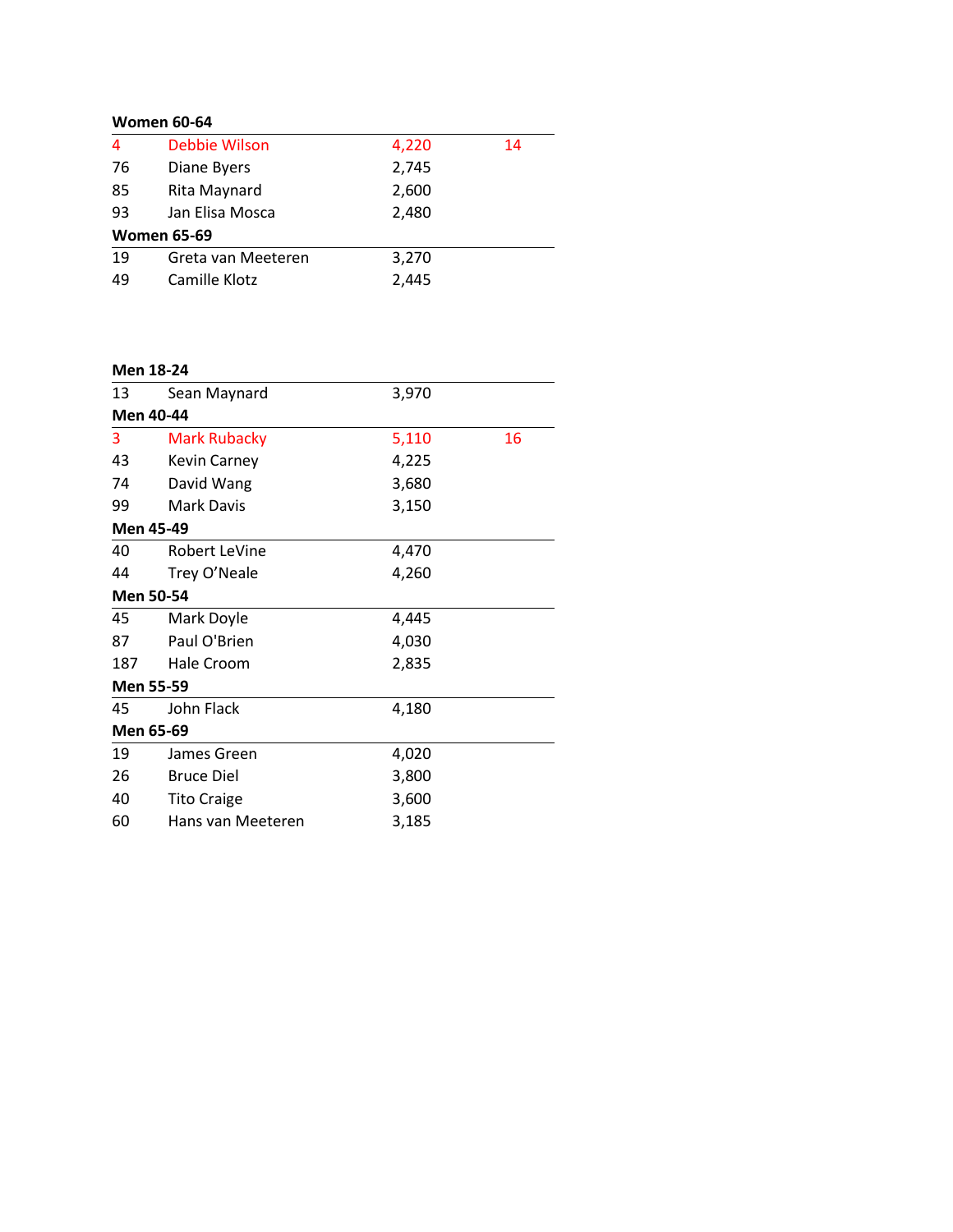**Women 60-64**

| | | | |
|---|---|---|---|
| 4 | Debbie Wilson | 4,220 | 14 |
| 76 | Diane Byers | 2,745 | |
| 85 | Rita Maynard | 2,600 | |
| 93 | Jan Elisa Mosca | 2,480 | |

**Women 65-69**

| | | | |
|---|---|---|---|
| 19 | Greta van Meeteren | 3,270 | |
| 49 | Camille Klotz | 2,445 | |

**Men 18-24**

| | | | |
|---|---|---|---|
| 13 | Sean Maynard | 3,970 | |

**Men 40-44**

| | | | |
|---|---|---|---|
| 3 | Mark Rubacky | 5,110 | 16 |
| 43 | Kevin Carney | 4,225 | |
| 74 | David Wang | 3,680 | |
| 99 | Mark Davis | 3,150 | |

**Men 45-49**

| | | | |
|---|---|---|---|
| 40 | Robert LeVine | 4,470 | |
| 44 | Trey O'Neale | 4,260 | |

**Men 50-54**

| | | | |
|---|---|---|---|
| 45 | Mark Doyle | 4,445 | |
| 87 | Paul O'Brien | 4,030 | |
| 187 | Hale Croom | 2,835 | |

**Men 55-59**

| | | | |
|---|---|---|---|
| 45 | John Flack | 4,180 | |

**Men 65-69**

| | | | |
|---|---|---|---|
| 19 | James Green | 4,020 | |
| 26 | Bruce Diel | 3,800 | |
| 40 | Tito Craige | 3,600 | |
| 60 | Hans van Meeteren | 3,185 | |